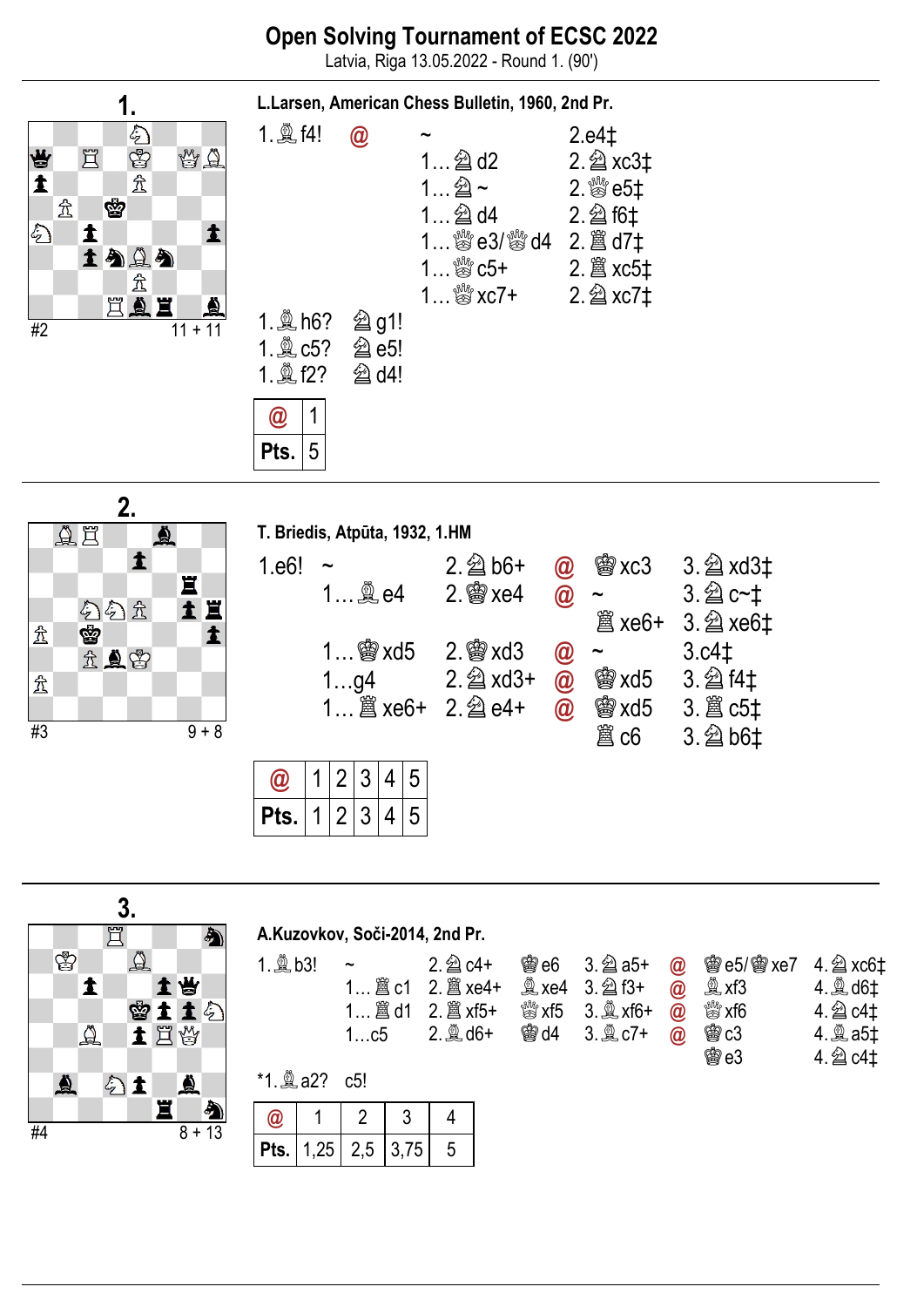# Open Solving Tournament of ECSC 2022

Latvia, Riga 13.05.2022 - Round 1. (90')

## 1.

#2 — 11 + 11

**L.Larsen, American Chess Bulletin, 1960, 2nd Pr.**

| | | | |
|---|---|---|---|
| 1.♗f4! | @ | ~ | 2.e4‡ |
| | | 1…♘d2 | 2.♘xc3‡ |
| | | 1…♘~ | 2.♕e5‡ |
| | | 1…♘d4 | 2.♘f6‡ |
| | | 1…♕e3/♕d4 | 2.♖d7‡ |
| | | 1…♕c5+ | 2.♖xc5‡ |
| | | 1…♕xc7+ | 2.♘xc7‡ |

1.♗h6? ♘g1!
1.♗c5? ♘e5!
1.♗f2? ♘d4!

| @ | 1 |
|---|---|
| Pts. | 5 |

## 2.

#3 — 9 + 8

**T. Briedis, Atpūta, 1932, 1.HM**

| | | | | | |
|---|---|---|---|---|---|
| 1.e6! | ~ | 2.♘b6+ | @ | ♔xc3 | 3.♘xd3‡ |
| | 1…♗e4 | 2.♔xe4 | @ | ~ | 3.♘c~‡ |
| | | | | ♖xe6+ | 3.♘xe6‡ |
| | 1…♔xd5 | 2.♔xd3 | @ | ~ | 3.c4‡ |
| | 1…g4 | 2.♘xd3+ | @ | ♔xd5 | 3.♘f4‡ |
| | 1…♖xe6+ | 2.♘e4+ | @ | ♔xd5 | 3.♖c5‡ |
| | | | | ♖c6 | 3.♘b6‡ |

| @ | 1 | 2 | 3 | 4 | 5 |
|---|---|---|---|---|---|
| Pts. | 1 | 2 | 3 | 4 | 5 |

## 3.

#4 — 8 + 13

**A.Kuzovkov, Soči-2014, 2nd Pr.**

| | | | | | | | |
|---|---|---|---|---|---|---|---|
| 1.♗b3! | ~ | 2.♘c4+ | ♔e6 | 3.♘a5+ | @ | ♔e5/♔xe7 | 4.♘xc6‡ |
| | 1…♖c1 | 2.♖xe4+ | ♗xe4 | 3.♘f3+ | @ | ♗xf3 | 4.♗d6‡ |
| | 1…♖d1 | 2.♖xf5+ | ♕xf5 | 3.♗xf6+ | @ | ♕xf6 | 4.♘c4‡ |
| | 1…c5 | 2.♗d6+ | ♔d4 | 3.♗c7+ | @ | ♔c3 | 4.♗a5‡ |
| | | | | | | ♔e3 | 4.♘c4‡ |

*1.♗a2? c5!

| @ | 1 | 2 | 3 | 4 |
|---|---|---|---|---|
| Pts. | 1,25 | 2,5 | 3,75 | 5 |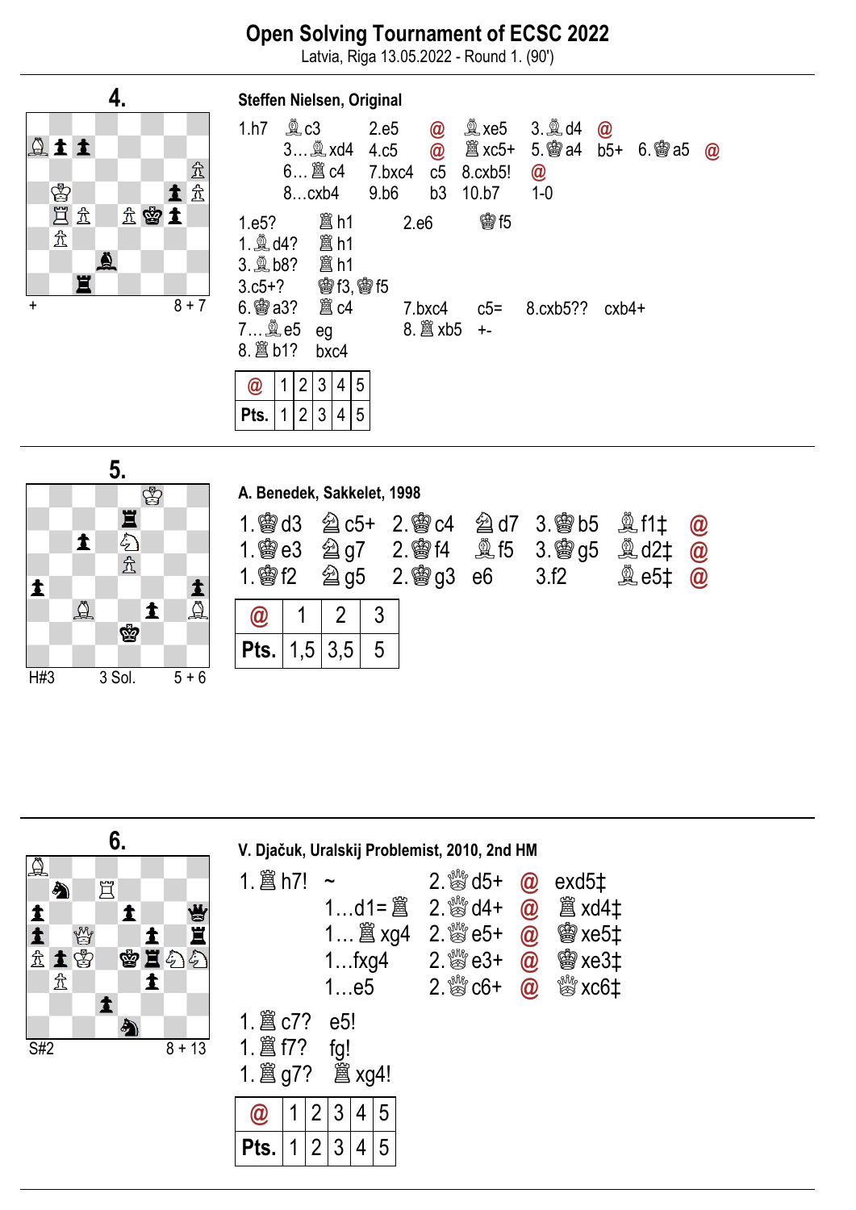# Open Solving Tournament of ECSC 2022

Latvia, Riga 13.05.2022 - Round 1. (90')

## 4.

\+ 8 + 7

**Steffen Nielsen, Original**

1.h7 ♗c3 2.e5 @ ♗xe5 3.♗d4 @
3…♗xd4 4.c5 @ ♖xc5+ 5.♔a4 b5+ 6.♔a5 @
6…♖c4 7.bxc4 c5 8.cxb5! @
8…cxb4 9.b6 b3 10.b7 1-0

1.e5? ♖h1 2.e6 ♔f5
1.♗d4? ♖h1
3.♗b8? ♖h1
3.c5+? ♔f3, ♔f5
6.♔a3? ♖c4 7.bxc4 c5= 8.cxb5?? cxb4+
7…♗e5 eg 8.♖xb5 +-
8.♖b1? bxc4

| @ | 1 | 2 | 3 | 4 | 5 |
|---|---|---|---|---|---|
| Pts. | 1 | 2 | 3 | 4 | 5 |

## 5.

H#3 3 Sol. 5 + 6

**A. Benedek, Sakkelet, 1998**

1.♔d3 ♘c5+ 2.♔c4 ♘d7 3.♔b5 ♗f1‡ @
1.♔e3 ♘g7 2.♔f4 ♗f5 3.♔g5 ♗d2‡ @
1.♔f2 ♘g5 2.♔g3 e6 3.f2 ♗e5‡ @

| @ | 1 | 2 | 3 |
|---|---|---|---|
| Pts. | 1,5 | 3,5 | 5 |

## 6.

S#2 8 + 13

**V. Djačuk, Uralskij Problemist, 2010, 2nd HM**

1.♖h7! ~ 2.♕d5+ @ exd5‡
1…d1=♖ 2.♕d4+ @ ♖xd4‡
1…♖xg4 2.♕e5+ @ ♔xe5‡
1…fxg4 2.♕e3+ @ ♔xe3‡
1…e5 2.♕c6+ @ ♕xc6‡

1.♖c7? e5!
1.♖f7? fg!
1.♖g7? ♖xg4!

| @ | 1 | 2 | 3 | 4 | 5 |
|---|---|---|---|---|---|
| Pts. | 1 | 2 | 3 | 4 | 5 |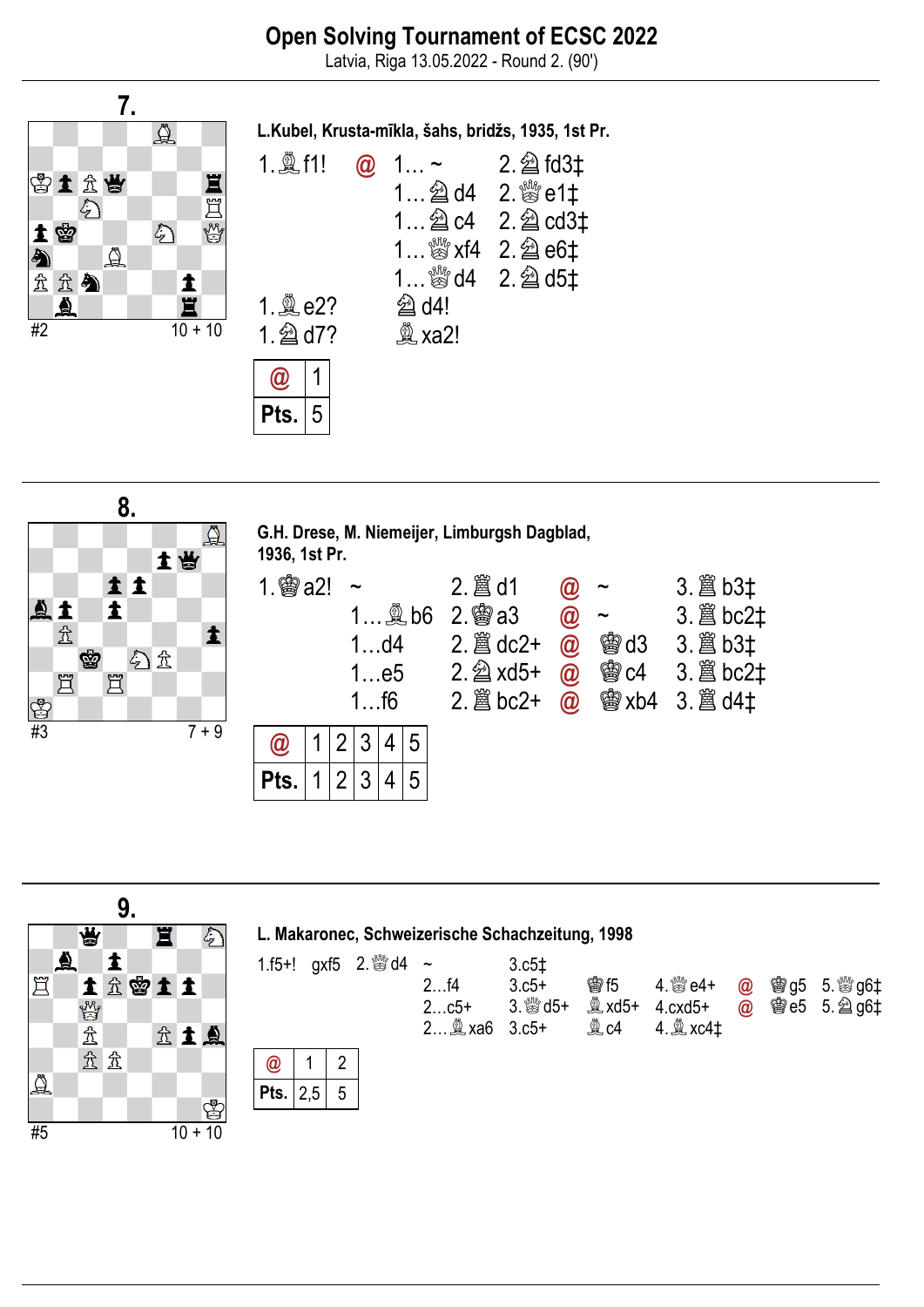# Open Solving Tournament of ECSC 2022

Latvia, Riga 13.05.2022 - Round 2. (90')

## 7.

#2 — 10 + 10

**L.Kubel, Krusta-mīkla, šahs, bridžs, 1935, 1st Pr.**

1.♗f1! @ 1… ~ 2.♘fd3‡
1…♘d4 2.♕e1‡
1…♘c4 2.♘cd3‡
1…♕xf4 2.♘e6‡
1…♕d4 2.♘d5‡

1.♗e2? ♘d4!
1.♘d7? ♗xa2!

| @ | 1 |
|---|---|
| Pts. | 5 |

## 8.

#3 — 7 + 9

**G.H. Drese, M. Niemeijer, Limburgsh Dagblad, 1936, 1st Pr.**

1.♔a2! ~ 2.♖d1 @ ~ 3.♖b3‡
1…♗b6 2.♔a3 @ ~ 3.♖bc2‡
1…d4 2.♖dc2+ @ ♔d3 3.♖b3‡
1…e5 2.♘xd5+ @ ♔c4 3.♖bc2‡
1…f6 2.♖bc2+ @ ♔xb4 3.♖d4‡

| @ | 1 | 2 | 3 | 4 | 5 |
|---|---|---|---|---|---|
| Pts. | 1 | 2 | 3 | 4 | 5 |

## 9.

#5 — 10 + 10

**L. Makaronec, Schweizerische Schachzeitung, 1998**

1.f5+! gxf5 2.♕d4 ~ 3.c5‡
2…f4 3.c5+ ♔f5 4.♕e4+ @ ♔g5 5.♕g6‡
2…c5+ 3.♕d5+ ♗xd5+ 4.cxd5+ @ ♔e5 5.♘g6‡
2…♗xa6 3.c5+ ♗c4 4.♗xc4‡

| @ | 1 | 2 |
|---|---|---|
| Pts. | 2,5 | 5 |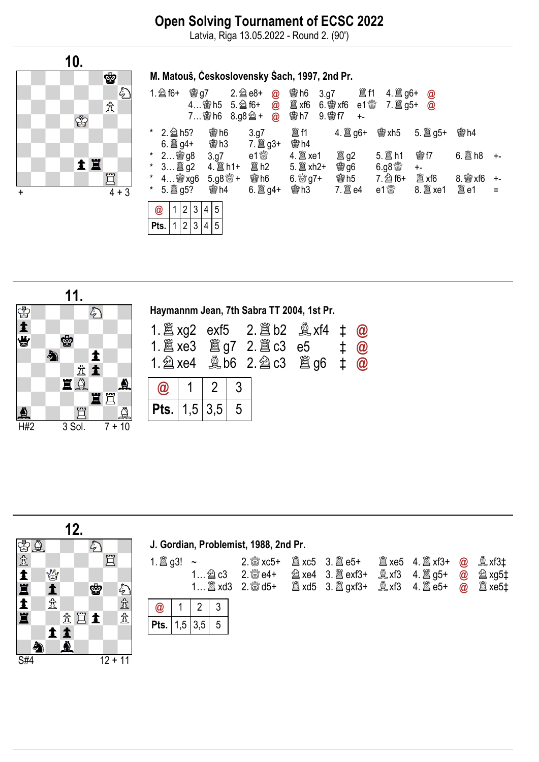# Open Solving Tournament of ECSC 2022

Latvia, Riga 13.05.2022 - Round 2. (90')

## 10.

\+ 4 + 3

### M. Matouš, Československy Šach, 1997, 2nd Pr.

1.♘f6+ ♔g7 2.♘e8+ @ ♔h6 3.g7 ♖f1 4.♖g6+ @
4…♔h5 5.♘f6+ @ ♖xf6 6.♔xf6 e1♕ 7.♖g5+ @
7…♔h6 8.g8♘+ @ ♔h7 9.♔f7 +-

\* 2.♘h5? ♔h6 3.g7 ♖f1 4.♖g6+ ♔xh5 5.♖g5+ ♔h4
6.♖g4+ ♔h3 7.♖g3+ ♔h4

\* 2…♔g8 3.g7 e1♕ 4.♖xe1 ♖g2 5.♖h1 ♔f7 6.♖h8 +-

\* 3…♖g2 4.♖h1+ ♖h2 5.♖xh2+ ♔g6 6.g8♕ +-

\* 4…♔xg6 5.g8♕+ ♔h6 6.♕g7+ ♔h5 7.♘f6+ ♖xf6 8.♔xf6 +-

\* 5.♖g5? ♔h4 6.♖g4+ ♔h3 7.♖e4 e1♕ 8.♖xe1 ♖e1 =

| @ | 1 | 2 | 3 | 4 | 5 |
|---|---|---|---|---|---|
| Pts. | 1 | 2 | 3 | 4 | 5 |

## 11.

H#2 3 Sol. 7 + 10

### Haymannm Jean, 7th Sabra TT 2004, 1st Pr.

1.♖xg2 exf5 2.♖b2 ♗xf4 ‡ @
1.♖xe3 ♖g7 2.♖c3 e5 ‡ @
1.♘xe4 ♗b6 2.♘c3 ♖g6 ‡ @

| @ | 1 | 2 | 3 |
|---|---|---|---|
| Pts. | 1,5 | 3,5 | 5 |

## 12.

S#4 12 + 11

### J. Gordian, Problemist, 1988, 2nd Pr.

1.♖g3! ~ 2.♕xc5+ ♖xc5 3.♖e5+ ♖xe5 4.♖xf3+ @ ♗xf3‡
1…♘c3 2.♕e4+ ♘xe4 3.♖exf3+ ♗xf3 4.♖g5+ @ ♘xg5‡
1…♖xd3 2.♕d5+ ♖xd5 3.♖gxf3+ ♗xf3 4.♖e5+ @ ♖xe5‡

| @ | 1 | 2 | 3 |
|---|---|---|---|
| Pts. | 1,5 | 3,5 | 5 |